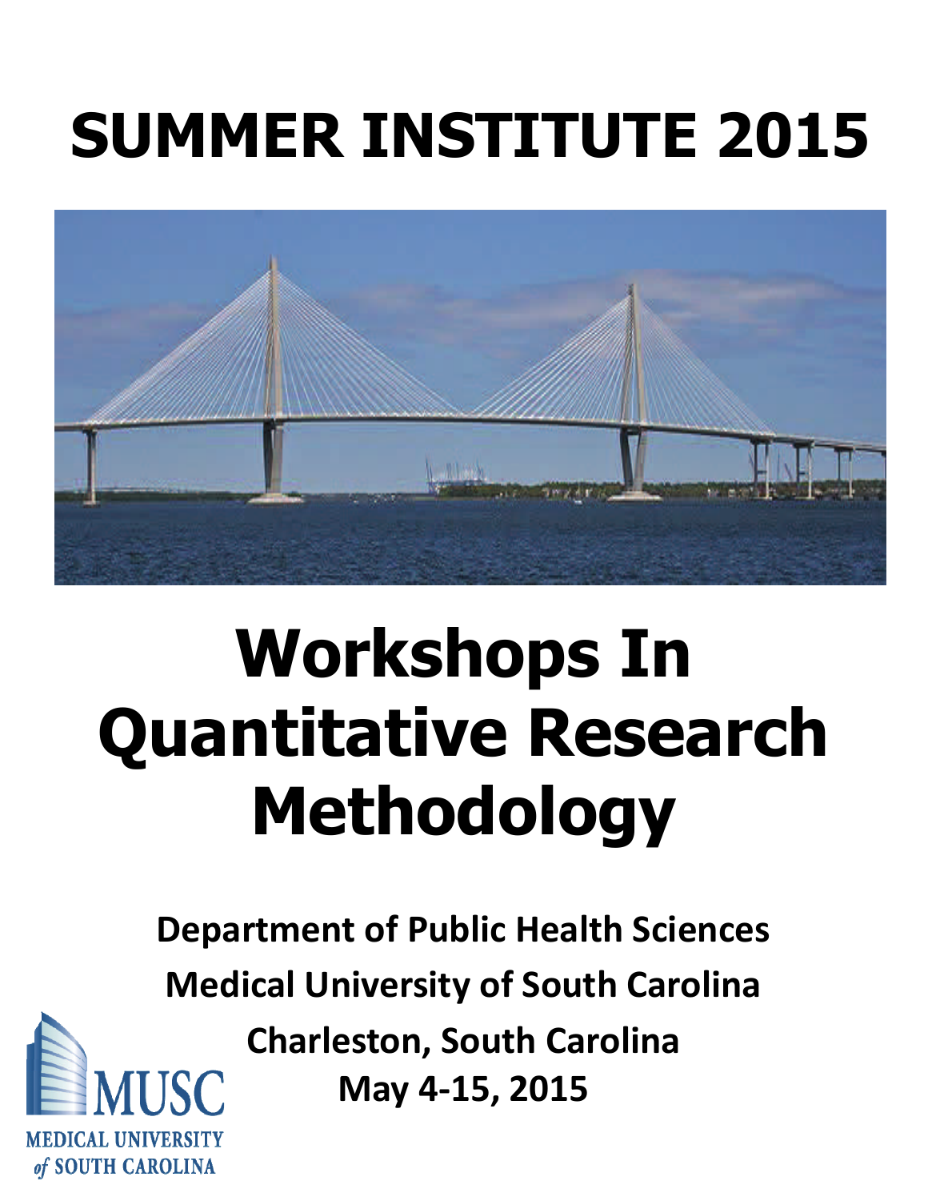# SUMMER INSTITUTE 2015

# Workshops In Quantitative Research Methodology

**Department of Public Health Sciences**

**Medical University of South Carolina**

**Charleston, South Carolina**

**May 4-15, 2015**

MUSC
MEDICAL UNIVERSITY of SOUTH CAROLINA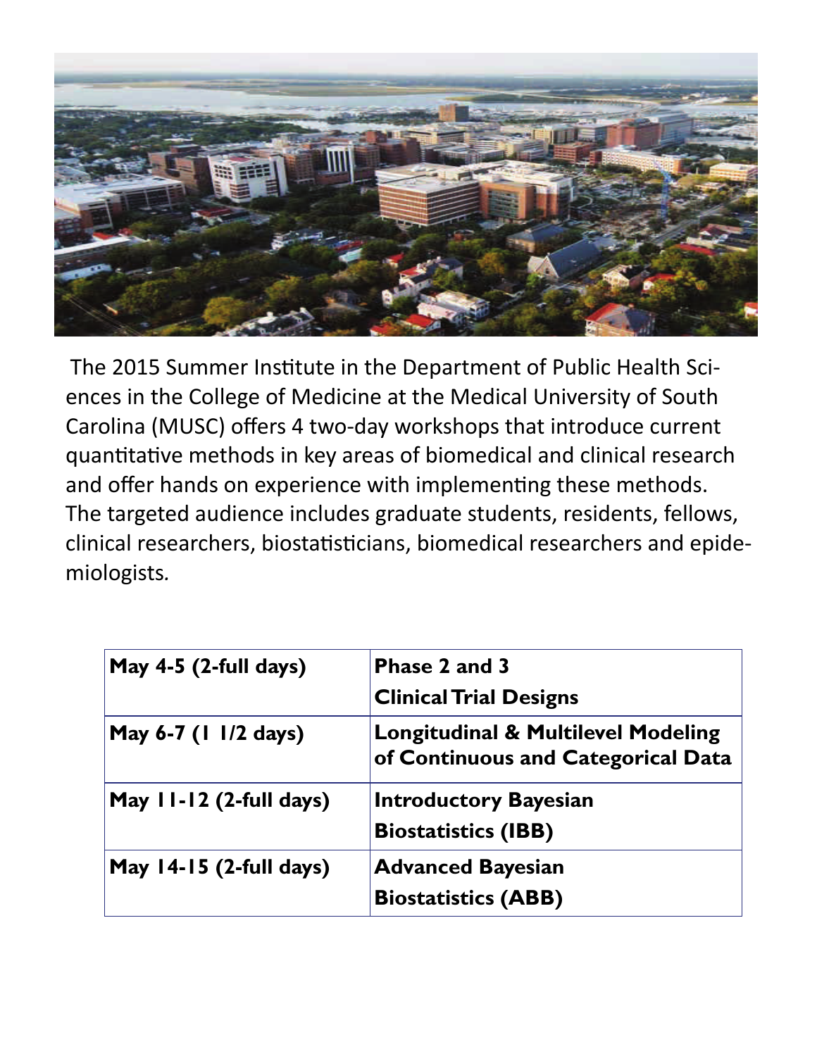The 2015 Summer Institute in the Department of Public Health Sciences in the College of Medicine at the Medical University of South Carolina (MUSC) offers 4 two-day workshops that introduce current quantitative methods in key areas of biomedical and clinical research and offer hands on experience with implementing these methods. The targeted audience includes graduate students, residents, fellows, clinical researchers, biostatisticians, biomedical researchers and epidemiologists.

| Dates | Workshop |
|---|---|
| **May 4-5 (2-full days)** | **Phase 2 and 3 Clinical Trial Designs** |
| **May 6-7 (1 1/2 days)** | **Longitudinal & Multilevel Modeling of Continuous and Categorical Data** |
| **May 11-12 (2-full days)** | **Introductory Bayesian Biostatistics (IBB)** |
| **May 14-15 (2-full days)** | **Advanced Bayesian Biostatistics (ABB)** |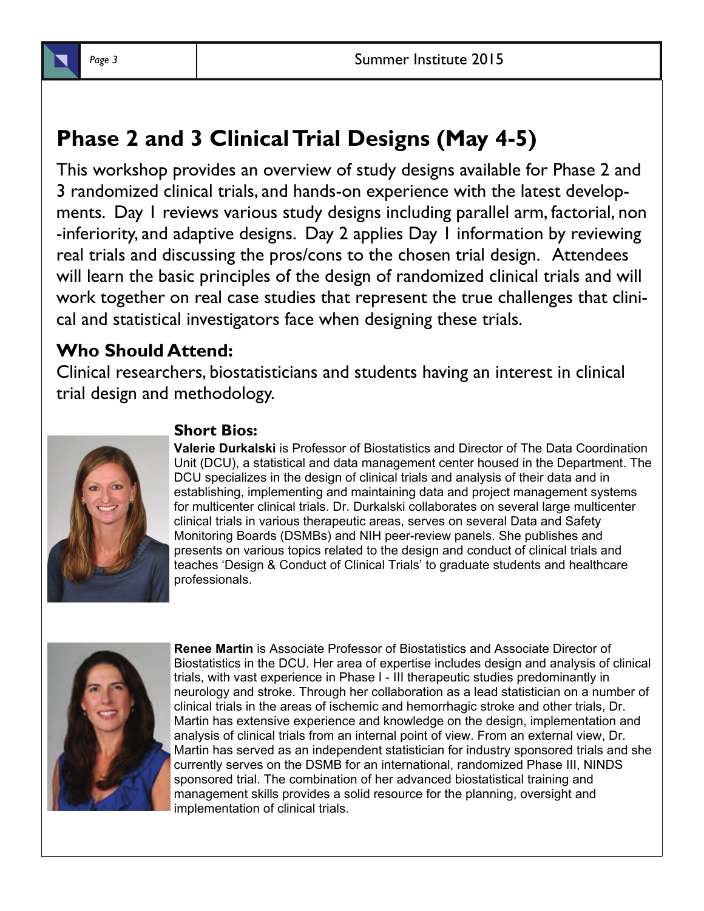## Phase 2 and 3 Clinical Trial Designs (May 4-5)

This workshop provides an overview of study designs available for Phase 2 and 3 randomized clinical trials, and hands-on experience with the latest developments. Day 1 reviews various study designs including parallel arm, factorial, non-inferiority, and adaptive designs. Day 2 applies Day 1 information by reviewing real trials and discussing the pros/cons to the chosen trial design. Attendees will learn the basic principles of the design of randomized clinical trials and will work together on real case studies that represent the true challenges that clinical and statistical investigators face when designing these trials.

### Who Should Attend:

Clinical researchers, biostatisticians and students having an interest in clinical trial design and methodology.

### Short Bios:

**Valerie Durkalski** is Professor of Biostatistics and Director of The Data Coordination Unit (DCU), a statistical and data management center housed in the Department. The DCU specializes in the design of clinical trials and analysis of their data and in establishing, implementing and maintaining data and project management systems for multicenter clinical trials. Dr. Durkalski collaborates on several large multicenter clinical trials in various therapeutic areas, serves on several Data and Safety Monitoring Boards (DSMBs) and NIH peer-review panels. She publishes and presents on various topics related to the design and conduct of clinical trials and teaches 'Design & Conduct of Clinical Trials' to graduate students and healthcare professionals.

**Renee Martin** is Associate Professor of Biostatistics and Associate Director of Biostatistics in the DCU. Her area of expertise includes design and analysis of clinical trials, with vast experience in Phase I - III therapeutic studies predominantly in neurology and stroke. Through her collaboration as a lead statistician on a number of clinical trials in the areas of ischemic and hemorrhagic stroke and other trials, Dr. Martin has extensive experience and knowledge on the design, implementation and analysis of clinical trials from an internal point of view. From an external view, Dr. Martin has served as an independent statistician for industry sponsored trials and she currently serves on the DSMB for an international, randomized Phase III, NINDS sponsored trial. The combination of her advanced biostatistical training and management skills provides a solid resource for the planning, oversight and implementation of clinical trials.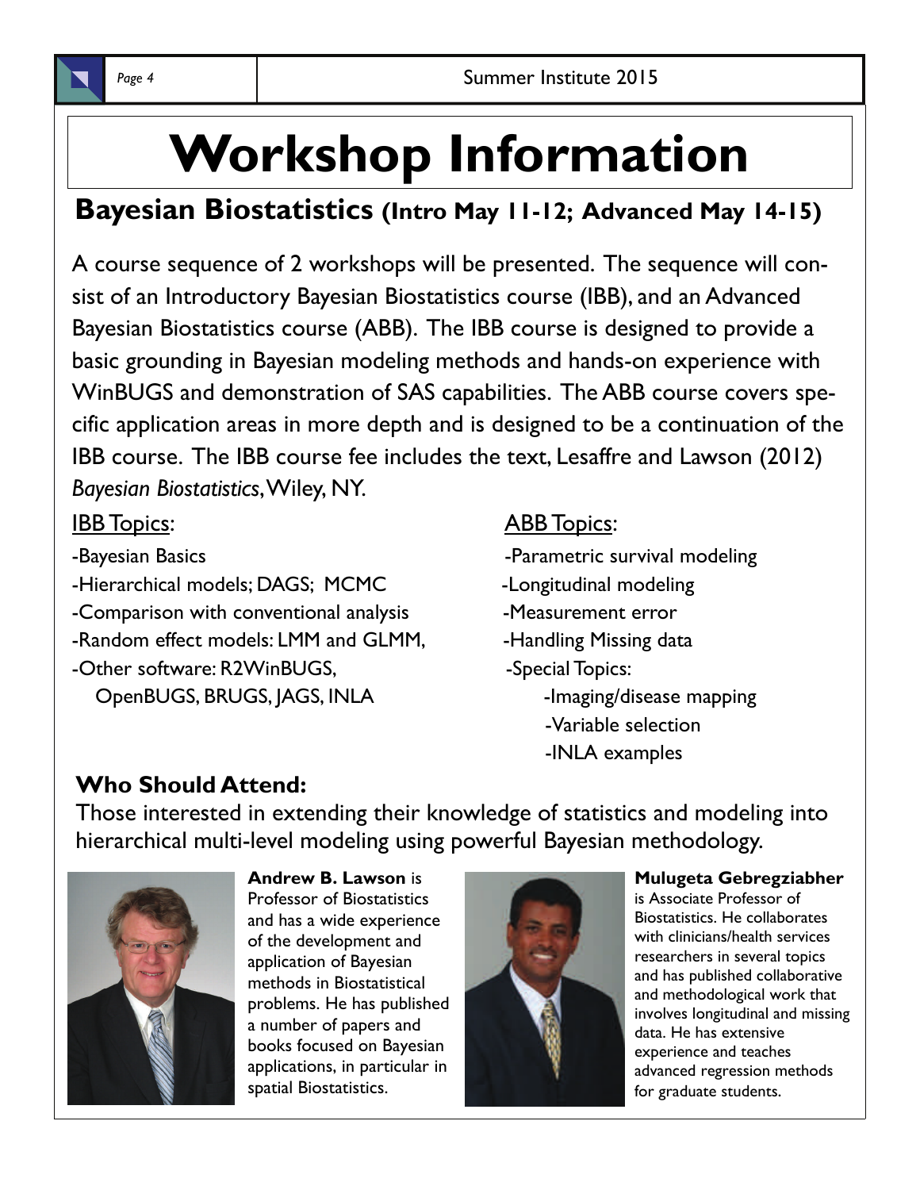# Workshop Information

## Bayesian Biostatistics (Intro May 11-12; Advanced May 14-15)

A course sequence of 2 workshops will be presented. The sequence will consist of an Introductory Bayesian Biostatistics course (IBB), and an Advanced Bayesian Biostatistics course (ABB). The IBB course is designed to provide a basic grounding in Bayesian modeling methods and hands-on experience with WinBUGS and demonstration of SAS capabilities. The ABB course covers specific application areas in more depth and is designed to be a continuation of the IBB course. The IBB course fee includes the text, Lesaffre and Lawson (2012) *Bayesian Biostatistics*, Wiley, NY.

IBB Topics:

- -Bayesian Basics
- -Hierarchical models; DAGS; MCMC
- -Comparison with conventional analysis
- -Random effect models: LMM and GLMM,
- -Other software: R2WinBUGS, OpenBUGS, BRUGS, JAGS, INLA

ABB Topics:

- -Parametric survival modeling
- -Longitudinal modeling
- -Measurement error
- -Handling Missing data
- -Special Topics:
  - -Imaging/disease mapping
  - -Variable selection
  - -INLA examples

### Who Should Attend:

Those interested in extending their knowledge of statistics and modeling into hierarchical multi-level modeling using powerful Bayesian methodology.

**Andrew B. Lawson** is Professor of Biostatistics and has a wide experience of the development and application of Bayesian methods in Biostatistical problems. He has published a number of papers and books focused on Bayesian applications, in particular in spatial Biostatistics.

**Mulugeta Gebregziabher** is Associate Professor of Biostatistics. He collaborates with clinicians/health services researchers in several topics and has published collaborative and methodological work that involves longitudinal and missing data. He has extensive experience and teaches advanced regression methods for graduate students.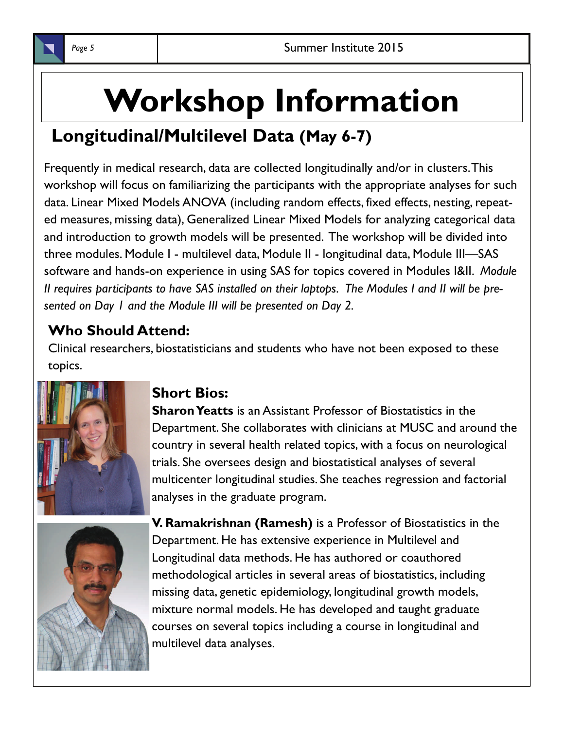# Workshop Information

## Longitudinal/Multilevel Data (May 6-7)

Frequently in medical research, data are collected longitudinally and/or in clusters. This workshop will focus on familiarizing the participants with the appropriate analyses for such data. Linear Mixed Models ANOVA (including random effects, fixed effects, nesting, repeated measures, missing data), Generalized Linear Mixed Models for analyzing categorical data and introduction to growth models will be presented. The workshop will be divided into three modules. Module I - multilevel data, Module II - longitudinal data, Module III—SAS software and hands-on experience in using SAS for topics covered in Modules I&II. *Module II requires participants to have SAS installed on their laptops. The Modules I and II will be presented on Day 1 and the Module III will be presented on Day 2.*

### Who Should Attend:

Clinical researchers, biostatisticians and students who have not been exposed to these topics.

### Short Bios:

**Sharon Yeatts** is an Assistant Professor of Biostatistics in the Department. She collaborates with clinicians at MUSC and around the country in several health related topics, with a focus on neurological trials. She oversees design and biostatistical analyses of several multicenter longitudinal studies. She teaches regression and factorial analyses in the graduate program.

**V. Ramakrishnan (Ramesh)** is a Professor of Biostatistics in the Department. He has extensive experience in Multilevel and Longitudinal data methods. He has authored or coauthored methodological articles in several areas of biostatistics, including missing data, genetic epidemiology, longitudinal growth models, mixture normal models. He has developed and taught graduate courses on several topics including a course in longitudinal and multilevel data analyses.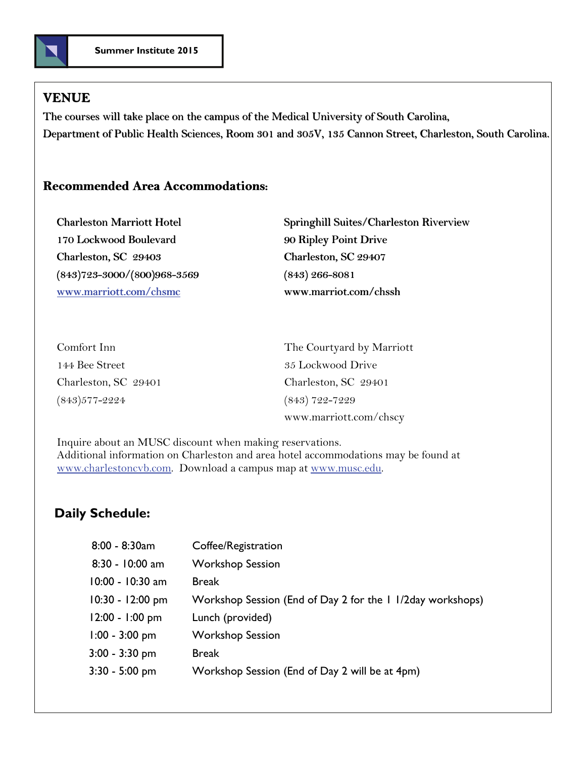Summer Institute 2015

## VENUE

The courses will take place on the campus of the Medical University of South Carolina, Department of Public Health Sciences, Room 301 and 305V, 135 Cannon Street, Charleston, South Carolina.

### Recommended Area Accommodations:

**Charleston Marriott Hotel**
**170 Lockwood Boulevard**
**Charleston, SC 29403**
**(843)723-3000/(800)968-3569**
**www.marriott.com/chsmc**

**Springhill Suites/Charleston Riverview**
**90 Ripley Point Drive**
**Charleston, SC 29407**
**(843) 266-8081**
**www.marriot.com/chssh**

Comfort Inn
144 Bee Street
Charleston, SC 29401
(843)577-2224

The Courtyard by Marriott
35 Lockwood Drive
Charleston, SC 29401
(843) 722-7229
www.marriott.com/chscy

Inquire about an MUSC discount when making reservations.
Additional information on Charleston and area hotel accommodations may be found at www.charlestoncvb.com. Download a campus map at www.musc.edu.

### Daily Schedule:

| | |
|---|---|
| 8:00 - 8:30am | Coffee/Registration |
| 8:30 - 10:00 am | Workshop Session |
| 10:00 - 10:30 am | Break |
| 10:30 - 12:00 pm | Workshop Session (End of Day 2 for the 1 1/2day workshops) |
| 12:00 - 1:00 pm | Lunch (provided) |
| 1:00 - 3:00 pm | Workshop Session |
| 3:00 - 3:30 pm | Break |
| 3:30 - 5:00 pm | Workshop Session (End of Day 2 will be at 4pm) |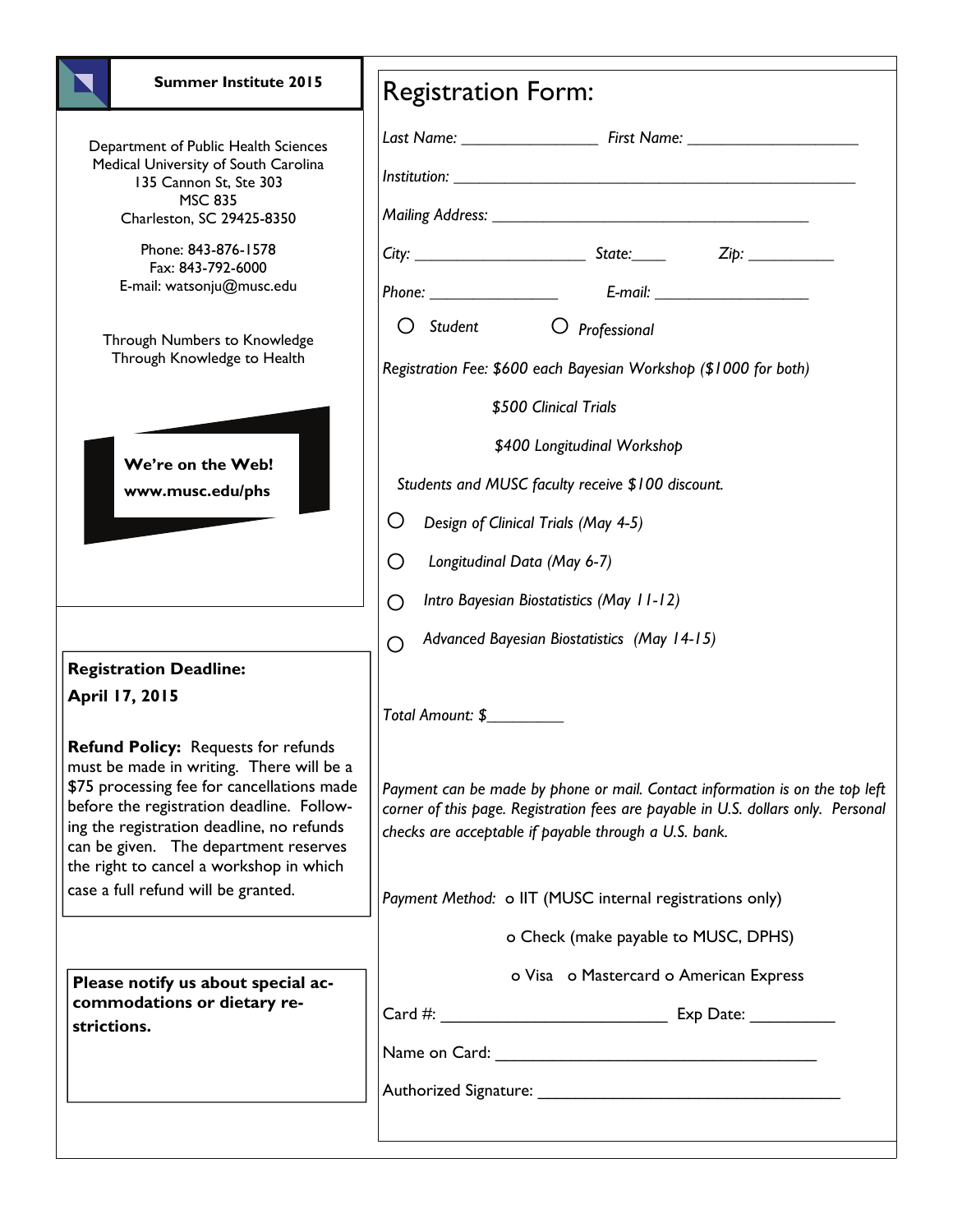**Summer Institute 2015**

Department of Public Health Sciences
Medical University of South Carolina
135 Cannon St, Ste 303
MSC 835
Charleston, SC 29425-8350

Phone: 843-876-1578
Fax: 843-792-6000
E-mail: watsonju@musc.edu

Through Numbers to Knowledge
Through Knowledge to Health

**We're on the Web!**
**www.musc.edu/phs**

**Registration Deadline:**
**April 17, 2015**

**Refund Policy:** Requests for refunds must be made in writing. There will be a $75 processing fee for cancellations made before the registration deadline. Following the registration deadline, no refunds can be given. The department reserves the right to cancel a workshop in which case a full refund will be granted.

**Please notify us about special accommodations or dietary restrictions.**

# Registration Form:

*Last Name:* ________________ *First Name:* ____________________

*Institution:* ________________________________________________

*Mailing Address:* ______________________________________

*City:* ____________________ *State:*____ *Zip:* __________

*Phone:* _______________ *E-mail:* __________________

○ *Student* ○ *Professional*

*Registration Fee: $600 each Bayesian Workshop ($1000 for both)*

*$500 Clinical Trials*

*$400 Longitudinal Workshop*

*Students and MUSC faculty receive $100 discount.*

○ *Design of Clinical Trials (May 4-5)*

○ *Longitudinal Data (May 6-7)*

○ *Intro Bayesian Biostatistics (May 11-12)*

○ *Advanced Bayesian Biostatistics (May 14-15)*

*Total Amount: $*_________

*Payment can be made by phone or mail. Contact information is on the top left corner of this page. Registration fees are payable in U.S. dollars only. Personal checks are acceptable if payable through a U.S. bank.*

*Payment Method:* o IIT (MUSC internal registrations only)

o Check (make payable to MUSC, DPHS)

o Visa o Mastercard o American Express

Card #: _________________________ Exp Date: _________

Name on Card: ____________________________________

Authorized Signature: _________________________________